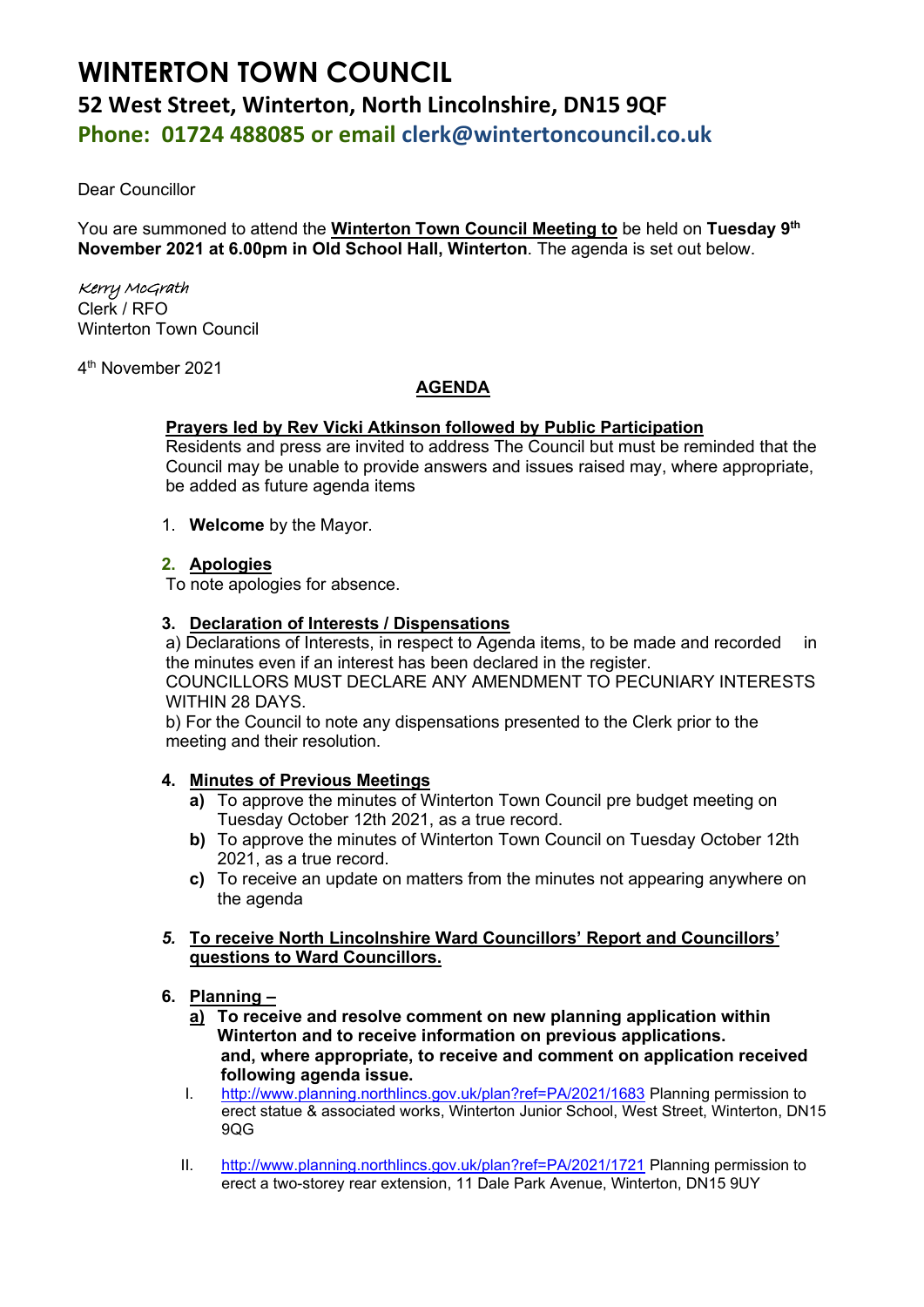# WINTERTON TOWN COUNCIL

## 52 West Street, Winterton, North Lincolnshire, DN15 9QF

## Phone: 01724 488085 or email clerk@wintertoncouncil.co.uk

Dear Councillor

You are summoned to attend the **Winterton Town Council Meeting to** be held on **Tuesday 9th November 2021 at 6.00pm in Old School Hall, Winterton**. The agenda is set out below.

*Kerry McGrath*
Clerk / RFO
Winterton Town Council

4th November 2021

**AGENDA**

**Prayers led by Rev Vicki Atkinson followed by Public Participation**
Residents and press are invited to address The Council but must be reminded that the Council may be unable to provide answers and issues raised may, where appropriate, be added as future agenda items

1. **Welcome** by the Mayor.

2. **Apologies**
To note apologies for absence.

3. **Declaration of Interests / Dispensations**
a) Declarations of Interests, in respect to Agenda items, to be made and recorded in the minutes even if an interest has been declared in the register.
COUNCILLORS MUST DECLARE ANY AMENDMENT TO PECUNIARY INTERESTS WITHIN 28 DAYS.
b) For the Council to note any dispensations presented to the Clerk prior to the meeting and their resolution.

4. **Minutes of Previous Meetings**
   - **a)** To approve the minutes of Winterton Town Council pre budget meeting on Tuesday October 12th 2021, as a true record.
   - **b)** To approve the minutes of Winterton Town Council on Tuesday October 12th 2021, as a true record.
   - **c)** To receive an update on matters from the minutes not appearing anywhere on the agenda

5. ***To receive North Lincolnshire Ward Councillors' Report and Councillors' questions to Ward Councillors.***

6. **Planning –**
   - **a) To receive and resolve comment on new planning application within Winterton and to receive information on previous applications. and, where appropriate, to receive and comment on application received following agenda issue.**
     - I. http://www.planning.northlincs.gov.uk/plan?ref=PA/2021/1683 Planning permission to erect statue & associated works, Winterton Junior School, West Street, Winterton, DN15 9QG
     - II. http://www.planning.northlincs.gov.uk/plan?ref=PA/2021/1721 Planning permission to erect a two-storey rear extension, 11 Dale Park Avenue, Winterton, DN15 9UY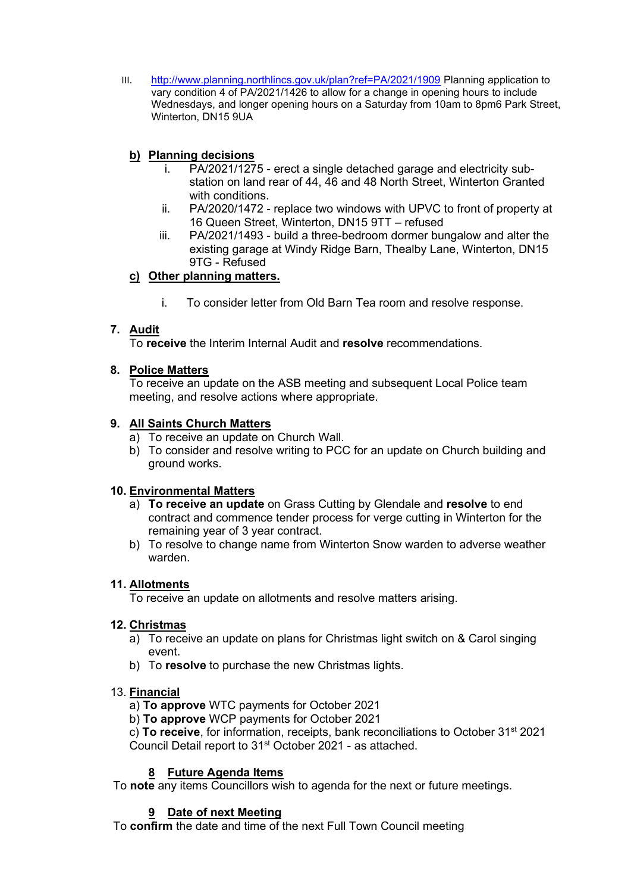III. http://www.planning.northlincs.gov.uk/plan?ref=PA/2021/1909 Planning application to vary condition 4 of PA/2021/1426 to allow for a change in opening hours to include Wednesdays, and longer opening hours on a Saturday from 10am to 8pm6 Park Street, Winterton, DN15 9UA

**b) Planning decisions**

i. PA/2021/1275 - erect a single detached garage and electricity sub-station on land rear of 44, 46 and 48 North Street, Winterton Granted with conditions.

ii. PA/2020/1472 - replace two windows with UPVC to front of property at 16 Queen Street, Winterton, DN15 9TT – refused

iii. PA/2021/1493 - build a three-bedroom dormer bungalow and alter the existing garage at Windy Ridge Barn, Thealby Lane, Winterton, DN15 9TG - Refused

**c) Other planning matters.**

i. To consider letter from Old Barn Tea room and resolve response.

**7. Audit**

To **receive** the Interim Internal Audit and **resolve** recommendations.

**8. Police Matters**

To receive an update on the ASB meeting and subsequent Local Police team meeting, and resolve actions where appropriate.

**9. All Saints Church Matters**

a) To receive an update on Church Wall.

b) To consider and resolve writing to PCC for an update on Church building and ground works.

**10. Environmental Matters**

a) **To receive an update** on Grass Cutting by Glendale and **resolve** to end contract and commence tender process for verge cutting in Winterton for the remaining year of 3 year contract.

b) To resolve to change name from Winterton Snow warden to adverse weather warden.

**11. Allotments**

To receive an update on allotments and resolve matters arising.

**12. Christmas**

a) To receive an update on plans for Christmas light switch on & Carol singing event.

b) To **resolve** to purchase the new Christmas lights.

**13. Financial**

a) **To approve** WTC payments for October 2021

b) **To approve** WCP payments for October 2021

c) **To receive**, for information, receipts, bank reconciliations to October 31st 2021 Council Detail report to 31st October 2021 - as attached.

**8 Future Agenda Items**

To **note** any items Councillors wish to agenda for the next or future meetings.

**9 Date of next Meeting**

To **confirm** the date and time of the next Full Town Council meeting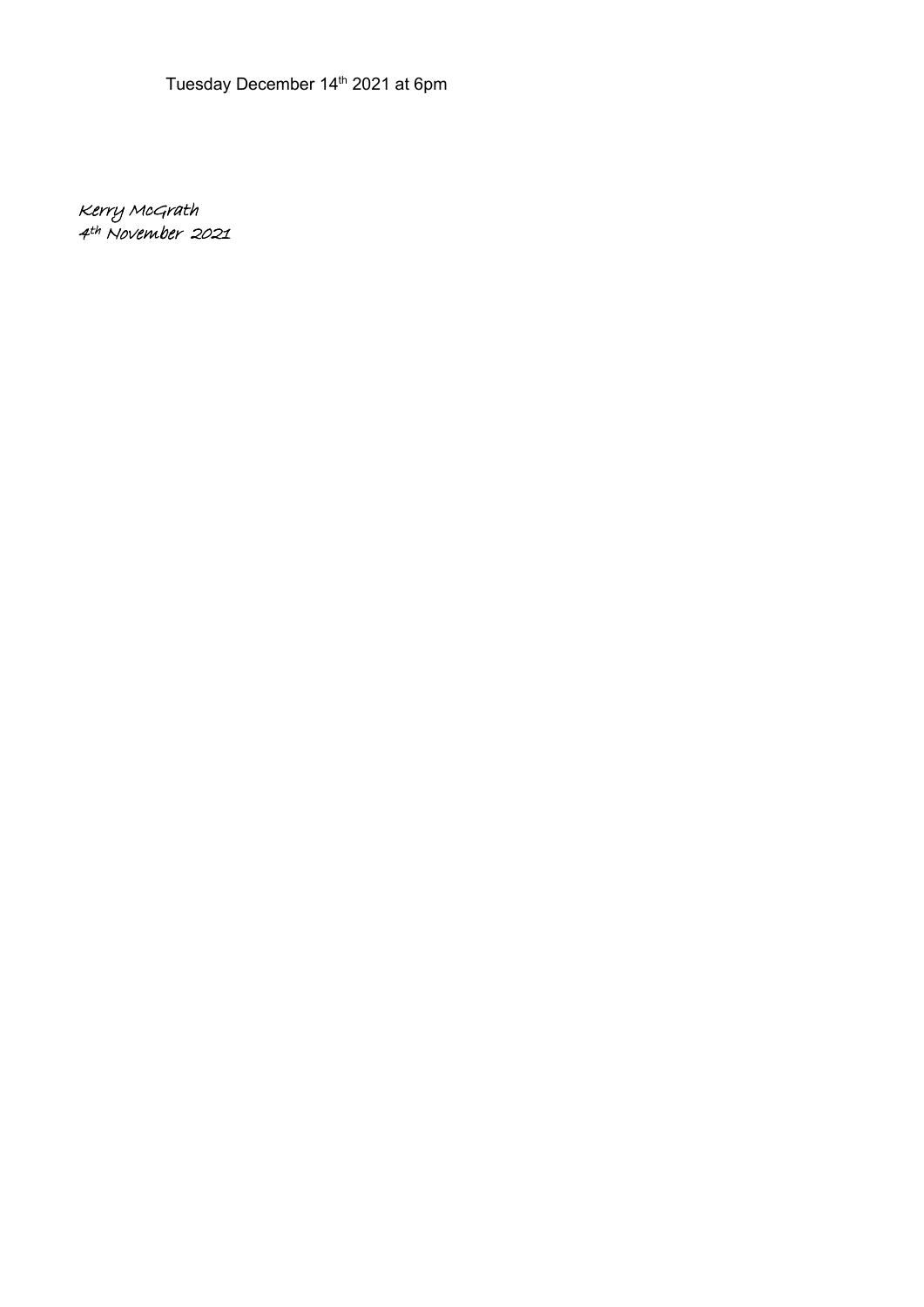Tuesday December 14th 2021 at 6pm

Kerry McGrath
4th November 2021